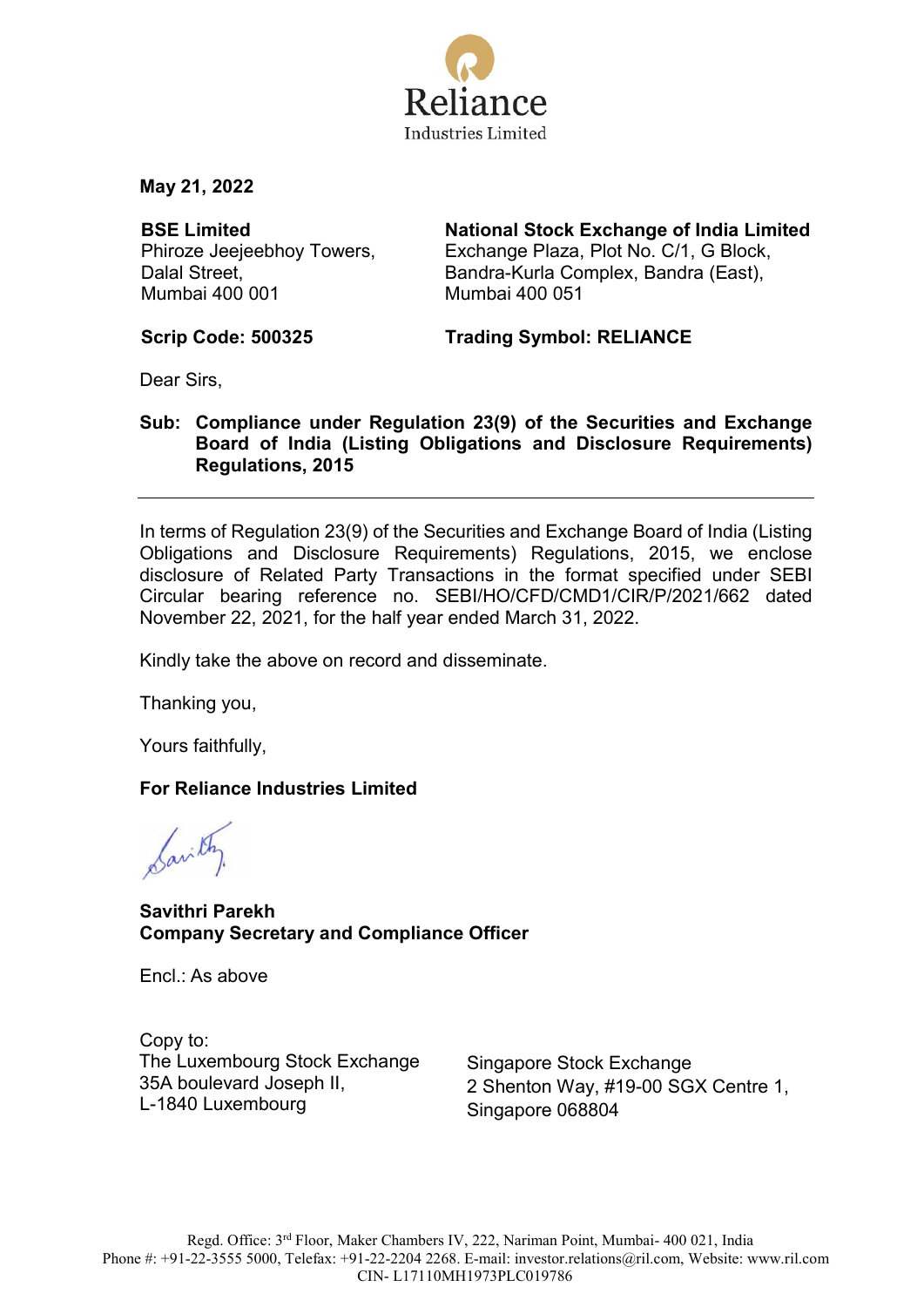Reliance
Industries Limited

**May 21, 2022**

**BSE Limited**
Phiroze Jeejeebhoy Towers,
Dalal Street,
Mumbai 400 001

**Scrip Code: 500325**

**National Stock Exchange of India Limited**
Exchange Plaza, Plot No. C/1, G Block,
Bandra-Kurla Complex, Bandra (East),
Mumbai 400 051

**Trading Symbol: RELIANCE**

Dear Sirs,

**Sub: Compliance under Regulation 23(9) of the Securities and Exchange Board of India (Listing Obligations and Disclosure Requirements) Regulations, 2015**

---

In terms of Regulation 23(9) of the Securities and Exchange Board of India (Listing Obligations and Disclosure Requirements) Regulations, 2015, we enclose disclosure of Related Party Transactions in the format specified under SEBI Circular bearing reference no. SEBI/HO/CFD/CMD1/CIR/P/2021/662 dated November 22, 2021, for the half year ended March 31, 2022.

Kindly take the above on record and disseminate.

Thanking you,

Yours faithfully,

**For Reliance Industries Limited**

**Savithri Parekh**
**Company Secretary and Compliance Officer**

Encl.: As above

Copy to:
The Luxembourg Stock Exchange
35A boulevard Joseph II,
L-1840 Luxembourg

Singapore Stock Exchange
2 Shenton Way, #19-00 SGX Centre 1,
Singapore 068804

Regd. Office: 3rd Floor, Maker Chambers IV, 222, Nariman Point, Mumbai- 400 021, India
Phone #: +91-22-3555 5000, Telefax: +91-22-2204 2268. E-mail: investor.relations@ril.com, Website: www.ril.com
CIN- L17110MH1973PLC019786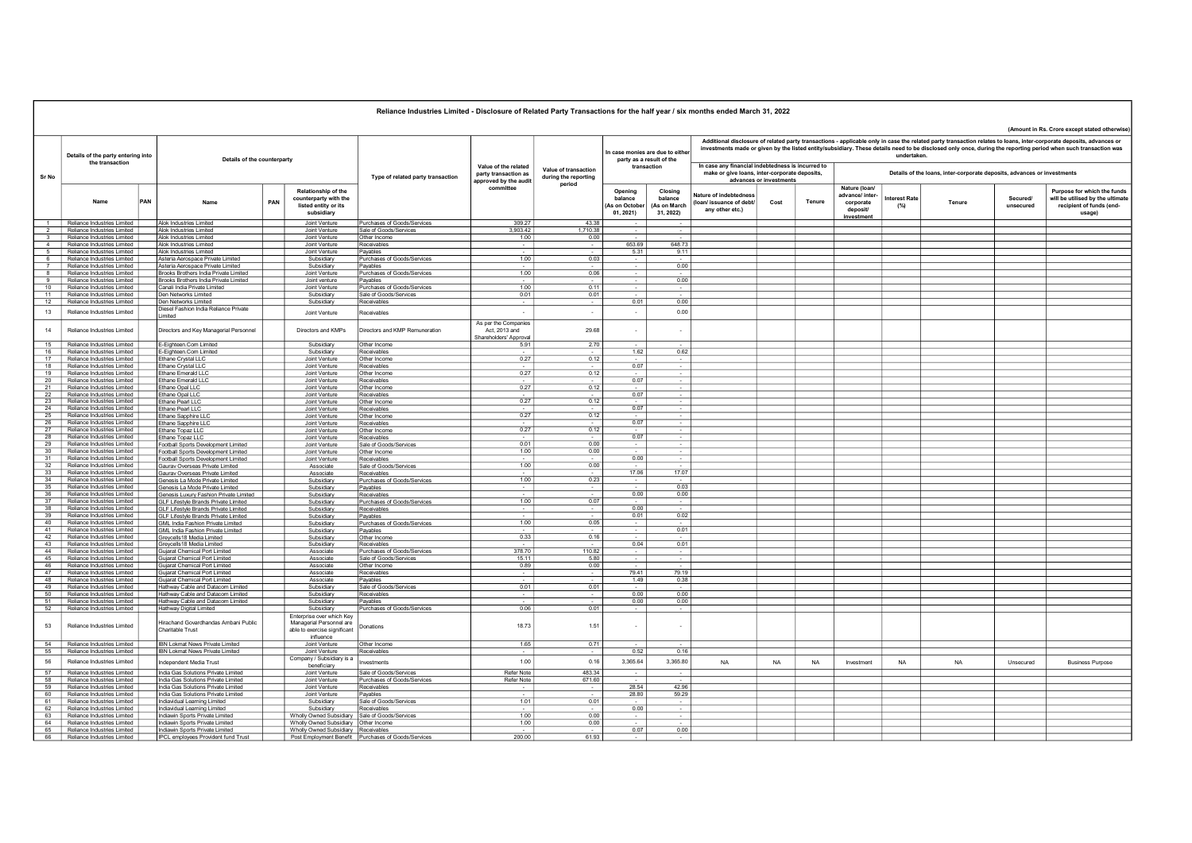# Reliance Industries Limited - Disclosure of Related Party Transactions for the half year / six months ended March 31, 2022

(Amount in Rs. Crore except stated otherwise)

| Sr No | Details of the party entering into the transaction | | Details of the counterparty | | | Type of related party transaction | Value of the related party transaction as approved by the audit committee | Value of transaction during the reporting period | In case monies are due to either party as a result of the transaction | | Additional disclosure of related party transactions - applicable only in case the related party transaction relates to loans, inter-corporate deposits, advances or investments made or given by the listed entity/subsidiary. These details need to be disclosed only once, during the reporting period when such transaction was undertaken. | | | | | | | |
|---|---|---|---|---|---|---|---|---|---|---|---|---|---|---|---|---|---|---|
| | | | | | | | | | | | In case any financial indebtedness is incurred to make or give loans, inter-corporate deposits, advances or investments | | | Details of the loans, inter-corporate deposits, advances or investments | | | | |
| | Name | PAN | Name | PAN | Relationship of the counterparty with the listed entity or its subsidiary | | | | Opening balance (As on October 01, 2021) | Closing balance (As on March 31, 2022) | Nature of indebtedness (loan/ issuance of debt/ any other etc.) | Cost | Tenure | Nature (loan/ advance/ inter-corporate deposit/ investment | Interest Rate (%) | Tenure | Secured/ unsecured | Purpose for which the funds will be utilised by the ultimate recipient of funds (end-usage) |
| 1 | Reliance Industries Limited | | Alok Industries Limited | | Joint Venture | Purchases of Goods/Services | 309.27 | 43.38 | - | - | | | | | | | | |
| 2 | Reliance Industries Limited | | Alok Industries Limited | | Joint Venture | Sale of Goods/Services | 3,903.42 | 1,710.38 | - | - | | | | | | | | |
| 3 | Reliance Industries Limited | | Alok Industries Limited | | Joint Venture | Other Income | 1.00 | 0.00 | - | - | | | | | | | | |
| 4 | Reliance Industries Limited | | Alok Industries Limited | | Joint Venture | Receivables | - | - | 653.69 | 648.73 | | | | | | | | |
| 5 | Reliance Industries Limited | | Alok Industries Limited | | Joint Venture | Payables | - | - | 5.31 | 9.11 | | | | | | | | |
| 6 | Reliance Industries Limited | | Asteria Aerospace Private Limited | | Subsidiary | Purchases of Goods/Services | 1.00 | 0.03 | - | - | | | | | | | | |
| 7 | Reliance Industries Limited | | Asteria Aerospace Private Limited | | Subsidiary | Payables | - | - | - | 0.00 | | | | | | | | |
| 8 | Reliance Industries Limited | | Brooks Brothers India Private Limited | | Joint Venture | Purchases of Goods/Services | 1.00 | 0.06 | - | - | | | | | | | | |
| 9 | Reliance Industries Limited | | Brooks Brothers India Private Limited | | Joint venture | Payables | - | - | - | 0.00 | | | | | | | | |
| 10 | Reliance Industries Limited | | Canali India Private Limited | | Joint Venture | Purchases of Goods/Services | 1.00 | 0.11 | - | - | | | | | | | | |
| 11 | Reliance Industries Limited | | Den Networks Limited | | Subsidiary | Sale of Goods/Services | 0.01 | 0.01 | - | - | | | | | | | | |
| 12 | Reliance Industries Limited | | Den Networks Limited | | Subsidiary | Receivables | - | - | 0.01 | 0.00 | | | | | | | | |
| 13 | Reliance Industries Limited | | Diesel Fashion India Reliance Private Limited | | Joint Venture | Receivables | - | - | - | 0.00 | | | | | | | | |
| 14 | Reliance Industries Limited | | Directors and Key Managerial Personnel | | Directors and KMPs | Directors and KMP Remuneration | As per the Companies Act, 2013 and Shareholders' Approval | 29.68 | - | - | | | | | | | | |
| 15 | Reliance Industries Limited | | E-Eighteen.Com Limited | | Subsidiary | Other Income | 5.91 | 2.70 | - | - | | | | | | | | |
| 16 | Reliance Industries Limited | | E-Eighteen.Com Limited | | Subsidiary | Receivables | - | - | 1.62 | 0.62 | | | | | | | | |
| 17 | Reliance Industries Limited | | Ethane Crystal LLC | | Joint Venture | Other Income | 0.27 | 0.12 | - | - | | | | | | | | |
| 18 | Reliance Industries Limited | | Ethane Crystal LLC | | Joint Venture | Receivables | - | - | 0.07 | - | | | | | | | | |
| 19 | Reliance Industries Limited | | Ethane Emerald LLC | | Joint Venture | Other Income | 0.27 | 0.12 | - | - | | | | | | | | |
| 20 | Reliance Industries Limited | | Ethane Emerald LLC | | Joint Venture | Receivables | - | - | 0.07 | - | | | | | | | | |
| 21 | Reliance Industries Limited | | Ethane Opal LLC | | Joint Venture | Other Income | 0.27 | 0.12 | - | - | | | | | | | | |
| 22 | Reliance Industries Limited | | Ethane Opal LLC | | Joint Venture | Receivables | - | - | 0.07 | - | | | | | | | | |
| 23 | Reliance Industries Limited | | Ethane Pearl LLC | | Joint Venture | Other Income | 0.27 | 0.12 | - | - | | | | | | | | |
| 24 | Reliance Industries Limited | | Ethane Pearl LLC | | Joint Venture | Receivables | - | - | 0.07 | - | | | | | | | | |
| 25 | Reliance Industries Limited | | Ethane Sapphire LLC | | Joint Venture | Other Income | 0.27 | 0.12 | - | - | | | | | | | | |
| 26 | Reliance Industries Limited | | Ethane Sapphire LLC | | Joint Venture | Receivables | - | - | 0.07 | - | | | | | | | | |
| 27 | Reliance Industries Limited | | Ethane Topaz LLC | | Joint Venture | Other Income | 0.27 | 0.12 | - | - | | | | | | | | |
| 28 | Reliance Industries Limited | | Ethane Topaz LLC | | Joint Venture | Receivables | - | - | 0.07 | - | | | | | | | | |
| 29 | Reliance Industries Limited | | Football Sports Development Limited | | Joint Venture | Sale of Goods/Services | 0.01 | 0.00 | - | - | | | | | | | | |
| 30 | Reliance Industries Limited | | Football Sports Development Limited | | Joint Venture | Other Income | 1.00 | 0.00 | - | - | | | | | | | | |
| 31 | Reliance Industries Limited | | Football Sports Development Limited | | Joint Venture | Receivables | - | - | 0.00 | - | | | | | | | | |
| 32 | Reliance Industries Limited | | Gaurav Overseas Private Limited | | Associate | Sale of Goods/Services | 1.00 | 0.00 | - | - | | | | | | | | |
| 33 | Reliance Industries Limited | | Gaurav Overseas Private Limited | | Associate | Receivables | - | - | 17.06 | 17.07 | | | | | | | | |
| 34 | Reliance Industries Limited | | Genesis La Mode Private Limited | | Subsidiary | Purchases of Goods/Services | 1.00 | 0.23 | - | - | | | | | | | | |
| 35 | Reliance Industries Limited | | Genesis La Mode Private Limited | | Subsidiary | Payables | - | - | - | 0.03 | | | | | | | | |
| 36 | Reliance Industries Limited | | Genesis Luxury Fashion Private Limited | | Subsidiary | Receivables | - | - | 0.00 | 0.00 | | | | | | | | |
| 37 | Reliance Industries Limited | | GLF Lifestyle Brands Private Limited | | Subsidiary | Purchases of Goods/Services | 1.00 | 0.07 | - | - | | | | | | | | |
| 38 | Reliance Industries Limited | | GLF Lifestyle Brands Private Limited | | Subsidiary | Receivables | - | - | 0.00 | - | | | | | | | | |
| 39 | Reliance Industries Limited | | GLF Lifestyle Brands Private Limited | | Subsidiary | Payables | - | - | 0.01 | 0.02 | | | | | | | | |
| 40 | Reliance Industries Limited | | GML India Fashion Private Limited | | Subsidiary | Purchases of Goods/Services | 1.00 | 0.05 | - | - | | | | | | | | |
| 41 | Reliance Industries Limited | | GML India Fashion Private Limited | | Subsidiary | Payables | - | - | - | 0.01 | | | | | | | | |
| 42 | Reliance Industries Limited | | Greycells18 Media Limited | | Subsidiary | Other Income | 0.33 | 0.16 | - | - | | | | | | | | |
| 43 | Reliance Industries Limited | | Greycells18 Media Limited | | Subsidiary | Receivables | - | - | 0.04 | 0.01 | | | | | | | | |
| 44 | Reliance Industries Limited | | Gujarat Chemical Port Limited | | Associate | Purchases of Goods/Services | 378.70 | 110.82 | - | - | | | | | | | | |
| 45 | Reliance Industries Limited | | Gujarat Chemical Port Limited | | Associate | Sale of Goods/Services | 15.11 | 5.80 | - | - | | | | | | | | |
| 46 | Reliance Industries Limited | | Gujarat Chemical Port Limited | | Associate | Other Income | 0.89 | 0.00 | - | - | | | | | | | | |
| 47 | Reliance Industries Limited | | Gujarat Chemical Port Limited | | Associate | Receivables | - | - | 79.41 | 79.19 | | | | | | | | |
| 48 | Reliance Industries Limited | | Gujarat Chemical Port Limited | | Associate | Payables | - | - | 1.49 | 0.38 | | | | | | | | |
| 49 | Reliance Industries Limited | | Hathway Cable and Datacom Limited | | Subsidiary | Sale of Goods/Services | 0.01 | 0.01 | - | - | | | | | | | | |
| 50 | Reliance Industries Limited | | Hathway Cable and Datacom Limited | | Subsidiary | Receivables | - | - | 0.00 | 0.00 | | | | | | | | |
| 51 | Reliance Industries Limited | | Hathway Cable and Datacom Limited | | Subsidiary | Payables | - | - | 0.00 | 0.00 | | | | | | | | |
| 52 | Reliance Industries Limited | | Hathway Digital Limited | | Subsidiary | Purchases of Goods/Services | 0.06 | 0.01 | - | - | | | | | | | | |
| 53 | Reliance Industries Limited | | Hirachand Govardhandas Ambani Public Charitable Trust | | Enterprise over which Key Managerial Personnel are able to exercise significant influence | Donations | 18.73 | 1.51 | - | - | | | | | | | | |
| 54 | Reliance Industries Limited | | IBN Lokmat News Private Limited | | Joint Venture | Other Income | 1.65 | 0.71 | - | - | | | | | | | | |
| 55 | Reliance Industries Limited | | IBN Lokmat News Private Limited | | Joint Venture | Receivables | - | - | 0.52 | 0.16 | | | | | | | | |
| 56 | Reliance Industries Limited | | Independent Media Trust | | Company / Subsidiary is a beneficiary | Investments | 1.00 | 0.16 | 3,365.64 | 3,365.80 | NA | NA | NA | Investment | NA | NA | Unsecured | Business Purpose |
| 57 | Reliance Industries Limited | | India Gas Solutions Private Limited | | Joint Venture | Sale of Goods/Services | Refer Note | 483.34 | - | - | | | | | | | | |
| 58 | Reliance Industries Limited | | India Gas Solutions Private Limited | | Joint Venture | Purchases of Goods/Services | Refer Note | 671.60 | - | - | | | | | | | | |
| 59 | Reliance Industries Limited | | India Gas Solutions Private Limited | | Joint Venture | Receivables | - | - | 28.54 | 42.96 | | | | | | | | |
| 60 | Reliance Industries Limited | | India Gas Solutions Private Limited | | Joint Venture | Payables | - | - | 28.80 | 59.29 | | | | | | | | |
| 61 | Reliance Industries Limited | | Indiavidual Learning Limited | | Subsidiary | Sale of Goods/Services | 1.01 | 0.01 | - | - | | | | | | | | |
| 62 | Reliance Industries Limited | | Indiavidual Learning Limited | | Subsidiary | Receivables | - | - | 0.00 | - | | | | | | | | |
| 63 | Reliance Industries Limited | | Indiawin Sports Private Limited | | Wholly Owned Subsidiary | Sale of Goods/Services | 1.00 | 0.00 | - | - | | | | | | | | |
| 64 | Reliance Industries Limited | | Indiawin Sports Private Limited | | Wholly Owned Subsidiary | Other Income | 1.00 | 0.00 | - | - | | | | | | | | |
| 65 | Reliance Industries Limited | | Indiawin Sports Private Limited | | Wholly Owned Subsidiary | Receivables | - | - | 0.07 | 0.00 | | | | | | | | |
| 66 | Reliance Industries Limited | | IPCL employees Provident fund Trust | | Post Employment Benefit | Purchases of Goods/Services | 200.00 | 61.93 | - | - | | | | | | | | |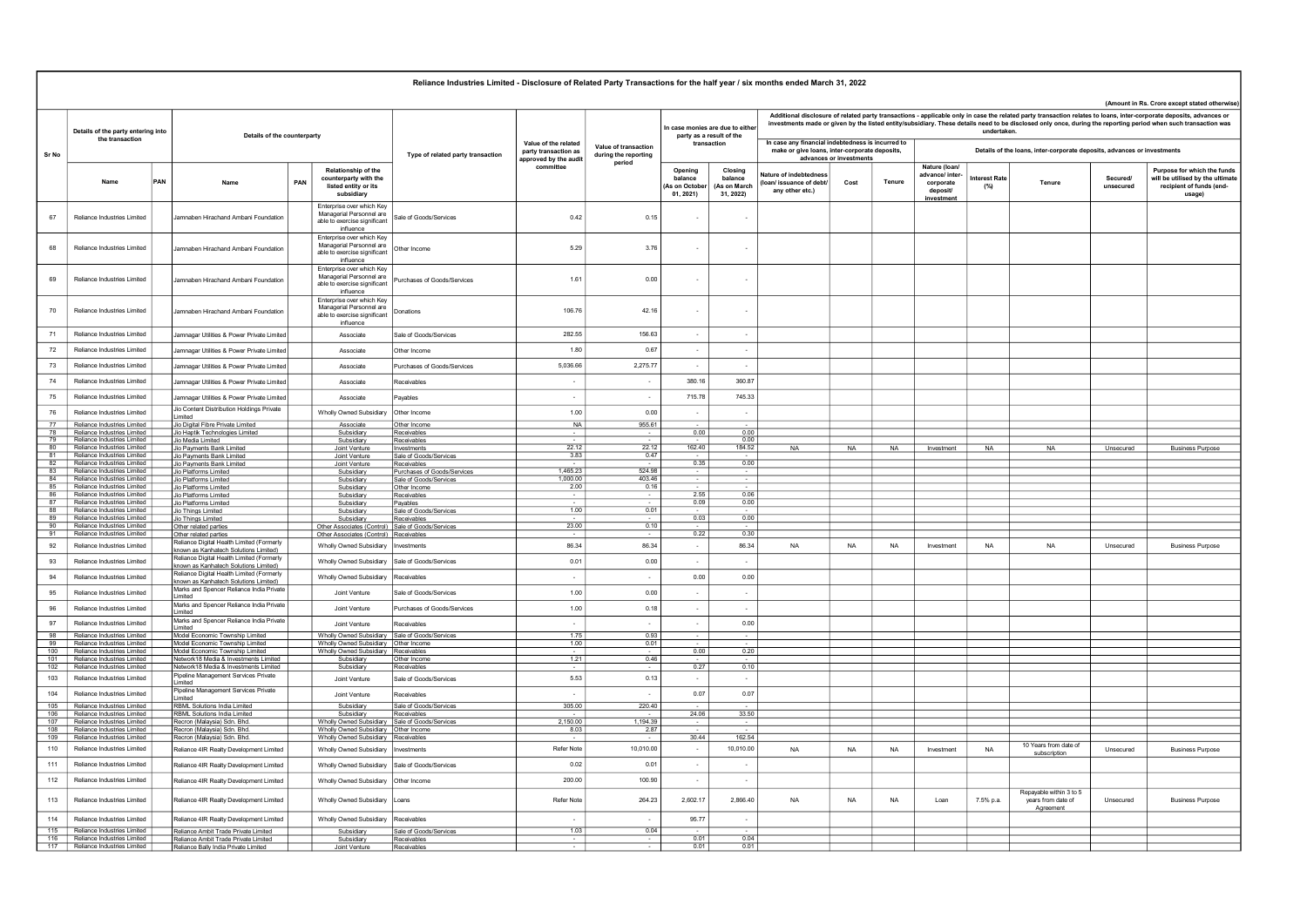# Reliance Industries Limited - Disclosure of Related Party Transactions for the half year / six months ended March 31, 2022

(Amount in Rs. Crore except stated otherwise)

| Sr No | Details of the party entering into the transaction | | Details of the counterparty | | | Type of related party transaction | Value of the related party transaction as approved by the audit committee | Value of transaction during the reporting period | In case monies are due to either party as a result of the transaction | | Additional disclosure of related party transactions - applicable only in case the related party transaction relates to loans, inter-corporate deposits, advances or investments made or given by the listed entity/subsidiary. These details need to be disclosed only once, during the reporting period when such transaction was undertaken. | | | | | | | |
|---|---|---|---|---|---|---|---|---|---|---|---|---|---|---|---|---|---|---|
| | | | | | | | | | | | In case any financial indebtedness is incurred to make or give loans, inter-corporate deposits, advances or investments | | | Details of the loans, inter-corporate deposits, advances or investments | | | | |
| | Name | PAN | Name | PAN | Relationship of the counterparty with the listed entity or its subsidiary | | | | Opening balance (As on October 01, 2021) | Closing balance (As on March 31, 2022) | Nature of indebtedness (loan/ issuance of debt/ any other etc.) | Cost | Tenure | Nature (loan/ advance/ inter-corporate deposit/ investment | Interest Rate (%) | Tenure | Secured/ unsecured | Purpose for which the funds will be utilised by the ultimate recipient of funds (end-usage) |
| 67 | Reliance Industries Limited | | Jamnaben Hirachand Ambani Foundation | | Enterprise over which Key Managerial Personnel are able to exercise significant influence | Sale of Goods/Services | 0.42 | 0.15 | - | - | | | | | | | | |
| 68 | Reliance Industries Limited | | Jamnaben Hirachand Ambani Foundation | | Enterprise over which Key Managerial Personnel are able to exercise significant influence | Other Income | 5.29 | 3.76 | - | - | | | | | | | | |
| 69 | Reliance Industries Limited | | Jamnaben Hirachand Ambani Foundation | | Enterprise over which Key Managerial Personnel are able to exercise significant influence | Purchases of Goods/Services | 1.61 | 0.00 | - | - | | | | | | | | |
| 70 | Reliance Industries Limited | | Jamnaben Hirachand Ambani Foundation | | Enterprise over which Key Managerial Personnel are able to exercise significant influence | Donations | 106.76 | 42.16 | - | - | | | | | | | | |
| 71 | Reliance Industries Limited | | Jamnagar Utilities & Power Private Limited | | Associate | Sale of Goods/Services | 282.55 | 156.63 | - | - | | | | | | | | |
| 72 | Reliance Industries Limited | | Jamnagar Utilities & Power Private Limited | | Associate | Other Income | 1.80 | 0.67 | - | - | | | | | | | | |
| 73 | Reliance Industries Limited | | Jamnagar Utilities & Power Private Limited | | Associate | Purchases of Goods/Services | 5,036.66 | 2,275.77 | - | - | | | | | | | | |
| 74 | Reliance Industries Limited | | Jamnagar Utilities & Power Private Limited | | Associate | Receivables | - | - | 380.16 | 360.87 | | | | | | | | |
| 75 | Reliance Industries Limited | | Jamnagar Utilities & Power Private Limited | | Associate | Payables | - | - | 715.78 | 745.33 | | | | | | | | |
| 76 | Reliance Industries Limited | | Jio Content Distribution Holdings Private Limited | | Wholly Owned Subsidiary | Other Income | 1.00 | 0.00 | - | - | | | | | | | | |
| 77 | Reliance Industries Limited | | Jio Digital Fibre Private Limited | | Associate | Other Income | NA | 955.61 | - | - | | | | | | | | |
| 78 | Reliance Industries Limited | | Jio Haptik Technologies Limited | | Subsidiary | Receivables | - | - | 0.00 | 0.00 | | | | | | | | |
| 79 | Reliance Industries Limited | | Jio Media Limited | | Subsidiary | Receivables | - | - | - | 0.00 | | | | | | | | |
| 80 | Reliance Industries Limited | | Jio Payments Bank Limited | | Joint Venture | Investments | 22.12 | 22.12 | 162.40 | 184.52 | NA | NA | NA | Investment | NA | NA | Unsecured | Business Purpose |
| 81 | Reliance Industries Limited | | Jio Payments Bank Limited | | Joint Venture | Sale of Goods/Services | 3.83 | 0.47 | - | - | | | | | | | | |
| 82 | Reliance Industries Limited | | Jio Payments Bank Limited | | Joint Venture | Receivables | - | - | 0.35 | 0.00 | | | | | | | | |
| 83 | Reliance Industries Limited | | Jio Platforms Limited | | Subsidiary | Purchases of Goods/Services | 1,465.23 | 524.98 | - | - | | | | | | | | |
| 84 | Reliance Industries Limited | | Jio Platforms Limited | | Subsidiary | Sale of Goods/Services | 1,000.00 | 403.46 | - | - | | | | | | | | |
| 85 | Reliance Industries Limited | | Jio Platforms Limited | | Subsidiary | Other Income | 2.00 | 0.16 | - | - | | | | | | | | |
| 86 | Reliance Industries Limited | | Jio Platforms Limited | | Subsidiary | Receivables | - | - | 2.55 | 0.06 | | | | | | | | |
| 87 | Reliance Industries Limited | | Jio Platforms Limited | | Subsidiary | Payables | - | - | 0.09 | 0.00 | | | | | | | | |
| 88 | Reliance Industries Limited | | Jio Things Limited | | Subsidiary | Sale of Goods/Services | 1.00 | 0.01 | - | - | | | | | | | | |
| 89 | Reliance Industries Limited | | Jio Things Limited | | Subsidiary | Receivables | - | - | 0.03 | 0.00 | | | | | | | | |
| 90 | Reliance Industries Limited | | Other related parties | | Other Associates (Control) | Sale of Goods/Services | 23.00 | 0.10 | - | - | | | | | | | | |
| 91 | Reliance Industries Limited | | Other related parties | | Other Associates (Control) | Receivables | - | - | 0.22 | 0.30 | | | | | | | | |
| 92 | Reliance Industries Limited | | Reliance Digital Health Limited (Formerly known as Kanhatech Solutions Limited) | | Wholly Owned Subsidiary | Investments | 86.34 | 86.34 | - | 86.34 | NA | NA | NA | Investment | NA | NA | Unsecured | Business Purpose |
| 93 | Reliance Industries Limited | | Reliance Digital Health Limited (Formerly known as Kanhatech Solutions Limited) | | Wholly Owned Subsidiary | Sale of Goods/Services | 0.01 | 0.00 | - | - | | | | | | | | |
| 94 | Reliance Industries Limited | | Reliance Digital Health Limited (Formerly known as Kanhatech Solutions Limited) | | Wholly Owned Subsidiary | Receivables | - | - | 0.00 | 0.00 | | | | | | | | |
| 95 | Reliance Industries Limited | | Marks and Spencer Reliance India Private Limited | | Joint Venture | Sale of Goods/Services | 1.00 | 0.00 | - | - | | | | | | | | |
| 96 | Reliance Industries Limited | | Marks and Spencer Reliance India Private Limited | | Joint Venture | Purchases of Goods/Services | 1.00 | 0.18 | - | - | | | | | | | | |
| 97 | Reliance Industries Limited | | Marks and Spencer Reliance India Private Limited | | Joint Venture | Receivables | - | - | - | 0.00 | | | | | | | | |
| 98 | Reliance Industries Limited | | Model Economic Township Limited | | Wholly Owned Subsidiary | Sale of Goods/Services | 1.75 | 0.93 | - | - | | | | | | | | |
| 99 | Reliance Industries Limited | | Model Economic Township Limited | | Wholly Owned Subsidiary | Other Income | 1.00 | 0.01 | - | - | | | | | | | | |
| 100 | Reliance Industries Limited | | Model Economic Township Limited | | Wholly Owned Subsidiary | Receivables | - | - | 0.00 | 0.20 | | | | | | | | |
| 101 | Reliance Industries Limited | | Network18 Media & Investments Limited | | Subsidiary | Other Income | 1.21 | 0.46 | - | - | | | | | | | | |
| 102 | Reliance Industries Limited | | Network18 Media & Investments Limited | | Subsidiary | Receivables | - | - | 0.27 | 0.10 | | | | | | | | |
| 103 | Reliance Industries Limited | | Pipeline Management Services Private Limited | | Joint Venture | Sale of Goods/Services | 5.53 | 0.13 | - | - | | | | | | | | |
| 104 | Reliance Industries Limited | | Pipeline Management Services Private Limited | | Joint Venture | Receivables | - | - | 0.07 | 0.07 | | | | | | | | |
| 105 | Reliance Industries Limited | | RBML Solutions India Limited | | Subsidiary | Sale of Goods/Services | 305.00 | 220.40 | - | - | | | | | | | | |
| 106 | Reliance Industries Limited | | RBML Solutions India Limited | | Subsidiary | Receivables | - | - | 24.06 | 33.50 | | | | | | | | |
| 107 | Reliance Industries Limited | | Recron (Malaysia) Sdn. Bhd. | | Wholly Owned Subsidiary | Sale of Goods/Services | 2,150.00 | 1,194.39 | - | - | | | | | | | | |
| 108 | Reliance Industries Limited | | Recron (Malaysia) Sdn. Bhd. | | Wholly Owned Subsidiary | Other Income | 8.03 | 2.87 | - | - | | | | | | | | |
| 109 | Reliance Industries Limited | | Recron (Malaysia) Sdn. Bhd. | | Wholly Owned Subsidiary | Receivables | - | - | 30.44 | 162.54 | | | | | | | | |
| 110 | Reliance Industries Limited | | Reliance 4IR Realty Development Limited | | Wholly Owned Subsidiary | Investments | Refer Note | 10,010.00 | - | 10,010.00 | NA | NA | NA | Investment | NA | 10 Years from date of subscription | Unsecured | Business Purpose |
| 111 | Reliance Industries Limited | | Reliance 4IR Realty Development Limited | | Wholly Owned Subsidiary | Sale of Goods/Services | 0.02 | 0.01 | - | - | | | | | | | | |
| 112 | Reliance Industries Limited | | Reliance 4IR Realty Development Limited | | Wholly Owned Subsidiary | Other Income | 200.00 | 100.90 | - | - | | | | | | | | |
| 113 | Reliance Industries Limited | | Reliance 4IR Realty Development Limited | | Wholly Owned Subsidiary | Loans | Refer Note | 264.23 | 2,602.17 | 2,866.40 | NA | NA | NA | Loan | 7.5% p.a. | Repayable within 3 to 5 years from date of Agreement | Unsecured | Business Purpose |
| 114 | Reliance Industries Limited | | Reliance 4IR Realty Development Limited | | Wholly Owned Subsidiary | Receivables | - | - | 95.77 | - | | | | | | | | |
| 115 | Reliance Industries Limited | | Reliance Ambit Trade Private Limited | | Subsidiary | Sale of Goods/Services | 1.03 | 0.04 | - | - | | | | | | | | |
| 116 | Reliance Industries Limited | | Reliance Ambit Trade Private Limited | | Subsidiary | Receivables | - | - | 0.01 | 0.04 | | | | | | | | |
| 117 | Reliance Industries Limited | | Reliance Bally India Private Limited | | Joint Venture | Receivables | - | - | 0.01 | 0.01 | | | | | | | | |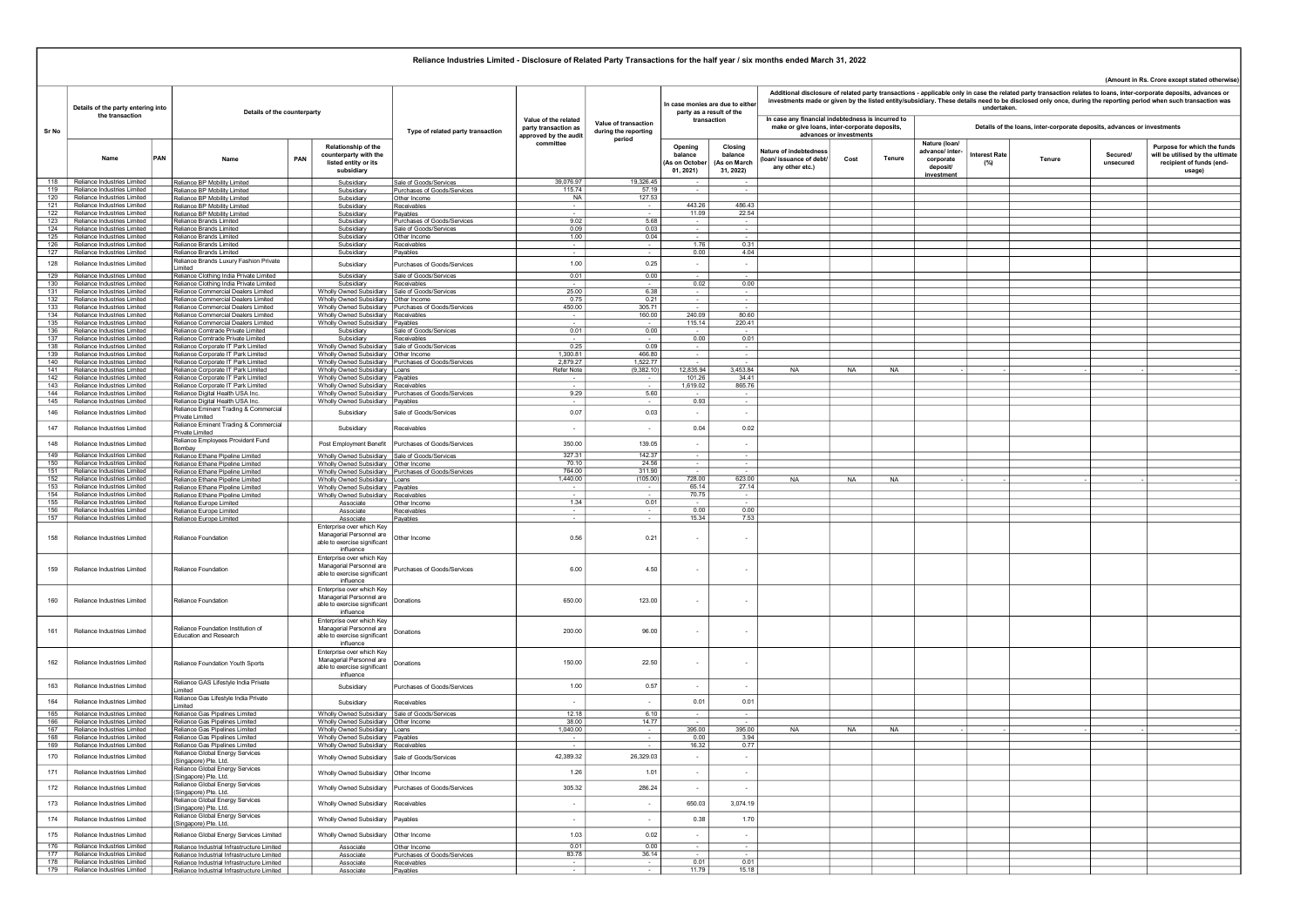# Reliance Industries Limited - Disclosure of Related Party Transactions for the half year / six months ended March 31, 2022

(Amount in Rs. Crore except stated otherwise)

| Sr No | Details of the party entering into the transaction | | Details of the counterparty | | | Type of related party transaction | Value of the related party transaction as approved by the audit committee | Value of transaction during the reporting period | In case monies are due to either party as a result of the transaction | | Additional disclosure of related party transactions - applicable only in case the related party transaction relates to loans, inter-corporate deposits, advances or investments made or given by the listed entity/subsidiary. These details need to be disclosed only once, during the reporting period when such transaction was undertaken. | | | | | | | |
|---|---|---|---|---|---|---|---|---|---|---|---|---|---|---|---|---|---|---|
| | | | | | | | | | | | In case any financial indebtedness is incurred to make or give loans, inter-corporate deposits, advances or investments | | | Details of the loans, inter-corporate deposits, advances or investments | | | | |
| | Name | PAN | Name | PAN | Relationship of the counterparty with the listed entity or its subsidiary | | | | Opening balance (As on October 01, 2021) | Closing balance (As on March 31, 2022) | Nature of indebtedness (loan/ issuance of debt/ any other etc.) | Cost | Tenure | Nature (loan/ advance/ inter-corporate deposit/ investment | Interest Rate (%) | Tenure | Secured/ unsecured | Purpose for which the funds will be utilised by the ultimate recipient of funds (end-usage) |
| 118 | Reliance Industries Limited | | Reliance BP Mobility Limited | | Subsidiary | Sale of Goods/Services | 39,076.97 | 19,326.45 | - | - | | | | | | | | |
| 119 | Reliance Industries Limited | | Reliance BP Mobility Limited | | Subsidiary | Purchases of Goods/Services | 115.74 | 57.19 | - | - | | | | | | | | |
| 120 | Reliance Industries Limited | | Reliance BP Mobility Limited | | Subsidiary | Other Income | NA | 127.53 | | | | | | | | | | |
| 121 | Reliance Industries Limited | | Reliance BP Mobility Limited | | Subsidiary | Receivables | - | - | 443.26 | 486.43 | | | | | | | | |
| 122 | Reliance Industries Limited | | Reliance BP Mobility Limited | | Subsidiary | Payables | - | - | 11.09 | 22.54 | | | | | | | | |
| 123 | Reliance Industries Limited | | Reliance Brands Limited | | Subsidiary | Purchases of Goods/Services | 9.02 | 5.68 | - | - | | | | | | | | |
| 124 | Reliance Industries Limited | | Reliance Brands Limited | | Subsidiary | Sale of Goods/Services | 0.09 | 0.03 | - | - | | | | | | | | |
| 125 | Reliance Industries Limited | | Reliance Brands Limited | | Subsidiary | Other Income | 1.00 | 0.04 | - | - | | | | | | | | |
| 126 | Reliance Industries Limited | | Reliance Brands Limited | | Subsidiary | Receivables | - | - | 1.76 | 0.31 | | | | | | | | |
| 127 | Reliance Industries Limited | | Reliance Brands Limited | | Subsidiary | Payables | - | - | 0.00 | 4.04 | | | | | | | | |
| 128 | Reliance Industries Limited | | Reliance Brands Luxury Fashion Private Limited | | Subsidiary | Purchases of Goods/Services | 1.00 | 0.25 | - | - | | | | | | | | |
| 129 | Reliance Industries Limited | | Reliance Clothing India Private Limited | | Subsidiary | Sale of Goods/Services | 0.01 | 0.00 | - | - | | | | | | | | |
| 130 | Reliance Industries Limited | | Reliance Clothing India Private Limited | | Subsidiary | Receivables | - | - | 0.02 | 0.00 | | | | | | | | |
| 131 | Reliance Industries Limited | | Reliance Commercial Dealers Limited | | Wholly Owned Subsidiary | Sale of Goods/Services | 25.00 | 6.38 | - | - | | | | | | | | |
| 132 | Reliance Industries Limited | | Reliance Commercial Dealers Limited | | Wholly Owned Subsidiary | Other Income | 0.75 | 0.21 | - | - | | | | | | | | |
| 133 | Reliance Industries Limited | | Reliance Commercial Dealers Limited | | Wholly Owned Subsidiary | Purchases of Goods/Services | 450.00 | 305.71 | - | - | | | | | | | | |
| 134 | Reliance Industries Limited | | Reliance Commercial Dealers Limited | | Wholly Owned Subsidiary | Receivables | - | 160.00 | 240.09 | 80.60 | | | | | | | | |
| 135 | Reliance Industries Limited | | Reliance Commercial Dealers Limited | | Wholly Owned Subsidiary | Payables | - | - | 115.14 | 220.41 | | | | | | | | |
| 136 | Reliance Industries Limited | | Reliance Comtrade Private Limited | | Subsidiary | Sale of Goods/Services | 0.01 | 0.00 | - | - | | | | | | | | |
| 137 | Reliance Industries Limited | | Reliance Comtrade Private Limited | | Subsidiary | Receivables | - | - | 0.00 | 0.01 | | | | | | | | |
| 138 | Reliance Industries Limited | | Reliance Corporate IT Park Limited | | Wholly Owned Subsidiary | Sale of Goods/Services | 0.25 | 0.09 | - | - | | | | | | | | |
| 139 | Reliance Industries Limited | | Reliance Corporate IT Park Limited | | Wholly Owned Subsidiary | Other Income | 1,300.81 | 466.80 | - | - | | | | | | | | |
| 140 | Reliance Industries Limited | | Reliance Corporate IT Park Limited | | Wholly Owned Subsidiary | Purchases of Goods/Services | 2,879.27 | 1,522.77 | - | - | | | | | | | | |
| 141 | Reliance Industries Limited | | Reliance Corporate IT Park Limited | | Wholly Owned Subsidiary | Loans | Refer Note | (9,382.10) | 12,835.94 | 3,453.84 | NA | NA | NA | - | - | - | - | - |
| 142 | Reliance Industries Limited | | Reliance Corporate IT Park Limited | | Wholly Owned Subsidiary | Payables | - | - | 101.26 | 34.41 | | | | | | | | |
| 143 | Reliance Industries Limited | | Reliance Corporate IT Park Limited | | Wholly Owned Subsidiary | Receivables | - | - | 1,619.02 | 865.76 | | | | | | | | |
| 144 | Reliance Industries Limited | | Reliance Digital Health USA Inc. | | Wholly Owned Subsidiary | Purchases of Goods/Services | 9.29 | 5.60 | - | - | | | | | | | | |
| 145 | Reliance Industries Limited | | Reliance Digital Health USA Inc. | | Wholly Owned Subsidiary | Payables | - | - | 0.93 | - | | | | | | | | |
| 146 | Reliance Industries Limited | | Reliance Eminent Trading & Commercial Private Limited | | Subsidiary | Sale of Goods/Services | 0.07 | 0.03 | - | - | | | | | | | | |
| 147 | Reliance Industries Limited | | Reliance Eminent Trading & Commercial Private Limited | | Subsidiary | Receivables | - | - | 0.04 | 0.02 | | | | | | | | |
| 148 | Reliance Industries Limited | | Reliance Employees Provident Fund Bombay | | Post Employment Benefit | Purchases of Goods/Services | 350.00 | 139.05 | - | - | | | | | | | | |
| 149 | Reliance Industries Limited | | Reliance Ethane Pipeline Limited | | Wholly Owned Subsidiary | Sale of Goods/Services | 327.31 | 142.37 | - | - | | | | | | | | |
| 150 | Reliance Industries Limited | | Reliance Ethane Pipeline Limited | | Wholly Owned Subsidiary | Other Income | 70.10 | 24.56 | - | - | | | | | | | | |
| 151 | Reliance Industries Limited | | Reliance Ethane Pipeline Limited | | Wholly Owned Subsidiary | Purchases of Goods/Services | 764.00 | 311.90 | - | - | | | | | | | | |
| 152 | Reliance Industries Limited | | Reliance Ethane Pipeline Limited | | Wholly Owned Subsidiary | Loans | 1,440.00 | (105.00) | 728.00 | 623.00 | NA | NA | NA | - | - | - | - | - |
| 153 | Reliance Industries Limited | | Reliance Ethane Pipeline Limited | | Wholly Owned Subsidiary | Payables | - | - | 65.14 | 27.14 | | | | | | | | |
| 154 | Reliance Industries Limited | | Reliance Ethane Pipeline Limited | | Wholly Owned Subsidiary | Receivables | - | - | 70.75 | - | | | | | | | | |
| 155 | Reliance Industries Limited | | Reliance Europe Limited | | Associate | Other Income | 1.34 | 0.01 | - | - | | | | | | | | |
| 156 | Reliance Industries Limited | | Reliance Europe Limited | | Associate | Receivables | - | - | 0.00 | 0.00 | | | | | | | | |
| 157 | Reliance Industries Limited | | Reliance Europe Limited | | Associate | Payables | - | - | 15.34 | 7.53 | | | | | | | | |
| 158 | Reliance Industries Limited | | Reliance Foundation | | Enterprise over which Key Managerial Personnel are able to exercise significant influence | Other Income | 0.56 | 0.21 | - | - | | | | | | | | |
| 159 | Reliance Industries Limited | | Reliance Foundation | | Enterprise over which Key Managerial Personnel are able to exercise significant influence | Purchases of Goods/Services | 6.00 | 4.50 | - | - | | | | | | | | |
| 160 | Reliance Industries Limited | | Reliance Foundation | | Enterprise over which Key Managerial Personnel are able to exercise significant influence | Donations | 650.00 | 123.00 | - | - | | | | | | | | |
| 161 | Reliance Industries Limited | | Reliance Foundation Institution of Education and Research | | Enterprise over which Key Managerial Personnel are able to exercise significant influence | Donations | 200.00 | 96.00 | - | - | | | | | | | | |
| 162 | Reliance Industries Limited | | Reliance Foundation Youth Sports | | Enterprise over which Key Managerial Personnel are able to exercise significant influence | Donations | 150.00 | 22.50 | - | - | | | | | | | | |
| 163 | Reliance Industries Limited | | Reliance GAS Lifestyle India Private Limited | | Subsidiary | Purchases of Goods/Services | 1.00 | 0.57 | - | - | | | | | | | | |
| 164 | Reliance Industries Limited | | Reliance Gas Lifestyle India Private Limited | | Subsidiary | Receivables | - | - | 0.01 | 0.01 | | | | | | | | |
| 165 | Reliance Industries Limited | | Reliance Gas Pipelines Limited | | Wholly Owned Subsidiary | Sale of Goods/Services | 12.18 | 6.10 | - | - | | | | | | | | |
| 166 | Reliance Industries Limited | | Reliance Gas Pipelines Limited | | Wholly Owned Subsidiary | Other Income | 38.00 | 14.77 | - | - | | | | | | | | |
| 167 | Reliance Industries Limited | | Reliance Gas Pipelines Limited | | Wholly Owned Subsidiary | Loans | 1,040.00 | - | 395.00 | 395.00 | NA | NA | NA | - | - | - | - | - |
| 168 | Reliance Industries Limited | | Reliance Gas Pipelines Limited | | Wholly Owned Subsidiary | Payables | - | - | 0.00 | 3.94 | | | | | | | | |
| 169 | Reliance Industries Limited | | Reliance Gas Pipelines Limited | | Wholly Owned Subsidiary | Receivables | - | - | 16.32 | 0.77 | | | | | | | | |
| 170 | Reliance Industries Limited | | Reliance Global Energy Services (Singapore) Pte. Ltd. | | Wholly Owned Subsidiary | Sale of Goods/Services | 42,389.32 | 26,329.03 | - | - | | | | | | | | |
| 171 | Reliance Industries Limited | | Reliance Global Energy Services (Singapore) Pte. Ltd. | | Wholly Owned Subsidiary | Other Income | 1.26 | 1.01 | - | - | | | | | | | | |
| 172 | Reliance Industries Limited | | Reliance Global Energy Services (Singapore) Pte. Ltd. | | Wholly Owned Subsidiary | Purchases of Goods/Services | 305.32 | 286.24 | - | - | | | | | | | | |
| 173 | Reliance Industries Limited | | Reliance Global Energy Services (Singapore) Pte. Ltd. | | Wholly Owned Subsidiary | Receivables | - | - | 650.03 | 3,074.19 | | | | | | | | |
| 174 | Reliance Industries Limited | | Reliance Global Energy Services (Singapore) Pte. Ltd. | | Wholly Owned Subsidiary | Payables | - | - | 0.38 | 1.70 | | | | | | | | |
| 175 | Reliance Industries Limited | | Reliance Global Energy Services Limited | | Wholly Owned Subsidiary | Other Income | 1.03 | 0.02 | - | - | | | | | | | | |
| 176 | Reliance Industries Limited | | Reliance Industrial Infrastructure Limited | | Associate | Other Income | 0.01 | 0.00 | - | - | | | | | | | | |
| 177 | Reliance Industries Limited | | Reliance Industrial Infrastructure Limited | | Associate | Purchases of Goods/Services | 83.78 | 36.14 | - | - | | | | | | | | |
| 178 | Reliance Industries Limited | | Reliance Industrial Infrastructure Limited | | Associate | Receivables | - | - | 0.01 | 0.01 | | | | | | | | |
| 179 | Reliance Industries Limited | | Reliance Industrial Infrastructure Limited | | Associate | Payables | - | - | 11.79 | 15.18 | | | | | | | | |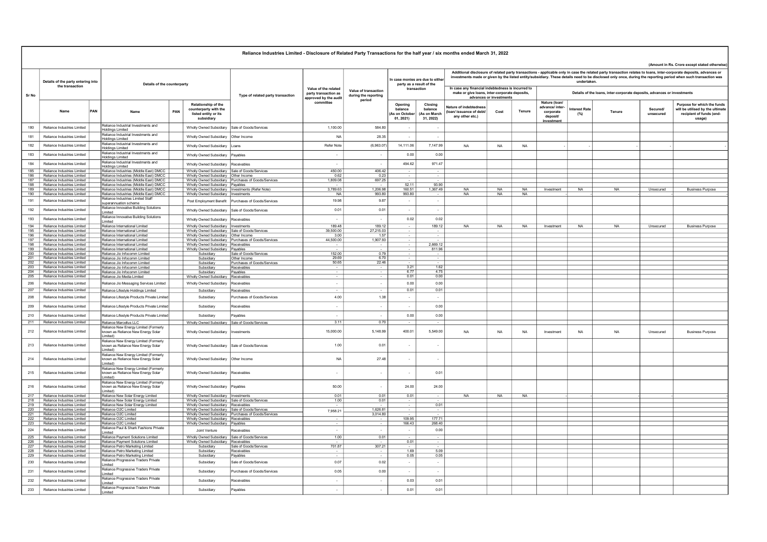# Reliance Industries Limited - Disclosure of Related Party Transactions for the half year / six months ended March 31, 2022

(Amount in Rs. Crore except stated otherwise)

| Sr No | Details of the party entering into the transaction | | Details of the counterparty | | | Type of related party transaction | Value of the related party transaction as approved by the audit committee | Value of transaction during the reporting period | In case monies are due to either party as a result of the transaction | | Additional disclosure of related party transactions - applicable only in case the related party transaction relates to loans, inter-corporate deposits, advances or investments made or given by the listed entity/subsidiary. These details need to be disclosed only once, during the reporting period when such transaction was undertaken. | | | | | | | |
|---|---|---|---|---|---|---|---|---|---|---|---|---|---|---|---|---|---|---|
| | | | | | | | | | | | In case any financial indebtedness is incurred to make or give loans, inter-corporate deposits, advances or investments | | | Details of the loans, inter-corporate deposits, advances or investments | | | | |
| | Name | PAN | Name | PAN | Relationship of the counterparty with the listed entity or its subsidiary | | | | Opening balance (As on October 01, 2021) | Closing balance (As on March 31, 2022) | Nature of indebtedness (loan/ issuance of debt/ any other etc.) | Cost | Tenure | Nature (loan/ advance/ inter-corporate deposit/ investment | Interest Rate (%) | Tenure | Secured/ unsecured | Purpose for which the funds will be utilised by the ultimate recipient of funds (end-usage) |
| 180 | Reliance Industries Limited | | Reliance Industrial Investments and Holdings Limited | | Wholly Owned Subsidiary | Sale of Goods/Services | 1,100.00 | 584.80 | - | - | | | | | | | | |
| 181 | Reliance Industries Limited | | Reliance Industrial Investments and Holdings Limited | | Wholly Owned Subsidiary | Other Income | NA | 28.35 | - | - | | | | | | | | |
| 182 | Reliance Industries Limited | | Reliance Industrial Investments and Holdings Limited | | Wholly Owned Subsidiary | Loans | Refer Note | (6,963.07) | 14,111.06 | 7,147.99 | NA | NA | NA | - | - | - | - | - |
| 183 | Reliance Industries Limited | | Reliance Industrial Investments and Holdings Limited | | Wholly Owned Subsidiary | Payables | - | - | 0.00 | 0.00 | | | | | | | | |
| 184 | Reliance Industries Limited | | Reliance Industrial Investments and Holdings Limited | | Wholly Owned Subsidiary | Receivables | - | - | 494.62 | 971.47 | | | | | | | | |
| 185 | Reliance Industries Limited | | Reliance Industries (Middle East) DMCC | | Wholly Owned Subsidiary | Sale of Goods/Services | 450.00 | 406.42 | - | - | | | | | | | | |
| 186 | Reliance Industries Limited | | Reliance Industries (Middle East) DMCC | | Wholly Owned Subsidiary | Other Income | 0.62 | 0.23 | - | - | | | | | | | | |
| 187 | Reliance Industries Limited | | Reliance Industries (Middle East) DMCC | | Wholly Owned Subsidiary | Purchases of Goods/Services | 1,809.08 | 697.25 | - | - | | | | | | | | |
| 188 | Reliance Industries Limited | | Reliance Industries (Middle East) DMCC | | Wholly Owned Subsidiary | Payables | - | - | 52.11 | 93.90 | | | | | | | | |
| 189 | Reliance Industries Limited | | Reliance Industries (Middle East) DMCC | | Wholly Owned Subsidiary | Investments (Refer Note) | 3,789.63 | 1,206.98 | 160.51 | 1,367.49 | NA | NA | NA | Investment | NA | NA | Unsecured | Business Purpose |
| 190 | Reliance Industries Limited | | Reliance Industries (Middle East) DMCC | | Wholly Owned Subsidiary | Investments | NA | 993.80 | 993.80 | - | NA | NA | NA | | - | - | - | - |
| 191 | Reliance Industries Limited | | Reliance Industries Limited Staff superannuation scheme | | Post Employment Benefit | Purchases of Goods/Services | 19.98 | 9.87 | - | - | | | | | | | | |
| 192 | Reliance Industries Limited | | Reliance Innovative Building Solutions Limited | | Wholly Owned Subsidiary | Sale of Goods/Services | 0.01 | 0.01 | - | - | | | | | | | | |
| 193 | Reliance Industries Limited | | Reliance Innovative Building Solutions Limited | | Wholly Owned Subsidiary | Receivables | - | - | 0.02 | 0.02 | | | | | | | | |
| 194 | Reliance Industries Limited | | Reliance International Limited | | Wholly Owned Subsidiary | Investments | 189.48 | 189.12 | - | 189.12 | NA | NA | NA | Investment | NA | NA | Unsecured | Business Purpose |
| 195 | Reliance Industries Limited | | Reliance International Limited | | Wholly Owned Subsidiary | Sale of Goods/Services | 39,500.00 | 27,215.03 | - | - | | | | | | | | |
| 196 | Reliance Industries Limited | | Reliance International Limited | | Wholly Owned Subsidiary | Other Income | 3.00 | 1.57 | - | - | | | | | | | | |
| 197 | Reliance Industries Limited | | Reliance International Limited | | Wholly Owned Subsidiary | Purchases of Goods/Services | 44,500.00 | 1,907.93 | - | - | | | | | | | | |
| 198 | Reliance Industries Limited | | Reliance International Limited | | Wholly Owned Subsidiary | Receivables | - | - | - | 2,669.12 | | | | | | | | |
| 199 | Reliance Industries Limited | | Reliance International Limited | | Wholly Owned Subsidiary | Payables | - | - | - | 811.96 | | | | | | | | |
| 200 | Reliance Industries Limited | | Reliance Jio Infocomm Limited | | Subsidiary | Sale of Goods/Services | 152.00 | 0.79 | - | - | | | | | | | | |
| 201 | Reliance Industries Limited | | Reliance Jio Infocomm Limited | | Subsidiary | Other Income | 29.69 | 6.70 | - | - | | | | | | | | |
| 202 | Reliance Industries Limited | | Reliance Jio Infocomm Limited | | Subsidiary | Purchases of Goods/Services | 50.65 | 22.46 | - | - | | | | | | | | |
| 203 | Reliance Industries Limited | | Reliance Jio Infocomm Limited | | Subsidiary | Receivables | - | - | 3.21 | 1.62 | | | | | | | | |
| 204 | Reliance Industries Limited | | Reliance Jio Infocomm Limited | | Subsidiary | Payables | - | - | 6.77 | 4.75 | | | | | | | | |
| 205 | Reliance Industries Limited | | Reliance Jio Media Limited | | Wholly Owned Subsidiary | Receivables | - | - | 0.01 | 0.00 | | | | | | | | |
| 206 | Reliance Industries Limited | | Reliance Jio Messaging Services Limited | | Wholly Owned Subsidiary | Receivables | - | - | 0.00 | 0.00 | | | | | | | | |
| 207 | Reliance Industries Limited | | Reliance Lifestyle Holdings Limited | | Subsidiary | Receivables | - | - | 0.01 | 0.01 | | | | | | | | |
| 208 | Reliance Industries Limited | | Reliance Lifestyle Products Private Limited | | Subsidiary | Purchases of Goods/Services | 4.00 | 1.38 | - | - | | | | | | | | |
| 209 | Reliance Industries Limited | | Reliance Lifestyle Products Private Limited | | Subsidiary | Receivables | - | - | - | 0.00 | | | | | | | | |
| 210 | Reliance Industries Limited | | Reliance Lifestyle Products Private Limited | | Subsidiary | Payables | - | - | 0.00 | 0.00 | | | | | | | | |
| 211 | Reliance Industries Limited | | Reliance Marcellus LLC | | Wholly Owned Subsidiary | Sale of Goods/Services | 3.11 | 0.70 | - | - | | | | | | | | |
| 212 | Reliance Industries Limited | | Reliance New Energy Limited (Formerly known as Reliance New Energy Solar Limited) | | Wholly Owned Subsidiary | Investments | 15,000.00 | 5,148.99 | 400.01 | 5,549.00 | NA | NA | NA | Investment | NA | NA | Unsecured | Business Purpose |
| 213 | Reliance Industries Limited | | Reliance New Energy Limited (Formerly known as Reliance New Energy Solar Limited) | | Wholly Owned Subsidiary | Sale of Goods/Services | 1.00 | 0.01 | - | - | | | | | | | | |
| 214 | Reliance Industries Limited | | Reliance New Energy Limited (Formerly known as Reliance New Energy Solar Limited) | | Wholly Owned Subsidiary | Other Income | NA | 27.48 | - | - | | | | | | | | |
| 215 | Reliance Industries Limited | | Reliance New Energy Limited (Formerly known as Reliance New Energy Solar Limited) | | Wholly Owned Subsidiary | Receivables | - | - | - | 0.01 | | | | | | | | |
| 216 | Reliance Industries Limited | | Reliance New Energy Limited (Formerly known as Reliance New Energy Solar Limited) | | Wholly Owned Subsidiary | Payables | 50.00 | - | 24.00 | 24.00 | | | | | | | | |
| 217 | Reliance Industries Limited | | Reliance New Solar Energy Limited | | Wholly Owned Subsidiary | Investments | 0.01 | 0.01 | 0.01 | - | NA | NA | NA | | - | - | - | - |
| 218 | Reliance Industries Limited | | Reliance New Solar Energy Limited | | Wholly Owned Subsidiary | Sale of Goods/Services | 1.00 | 0.01 | - | - | | | | | | | | |
| 219 | Reliance Industries Limited | | Reliance New Solar Energy Limited | | Wholly Owned Subsidiary | Receivables | - | - | - | 0.01 | | | | | | | | |
| 220 | Reliance Industries Limited | | Reliance O2C Limited | | Wholly Owned Subsidiary | Sale of Goods/Services | 7,958.21 | 1,626.81 | - | - | | | | | | | | |
| 221 | Reliance Industries Limited | | Reliance O2C Limited | | Wholly Owned Subsidiary | Purchases of Goods/Services | | 3,014.80 | - | - | | | | | | | | |
| 222 | Reliance Industries Limited | | Reliance O2C Limited | | Wholly Owned Subsidiary | Receivables | - | - | 109.95 | 177.71 | | | | | | | | |
| 223 | Reliance Industries Limited | | Reliance O2C Limited | | Wholly Owned Subsidiary | Payables | - | - | 166.43 | 268.40 | | | | | | | | |
| 224 | Reliance Industries Limited | | Reliance Paul & Shark Fashions Private Limited | | Joint Venture | Receivables | - | - | - | 0.00 | | | | | | | | |
| 225 | Reliance Industries Limited | | Reliance Payment Solutions Limited | | Wholly Owned Subsidiary | Sale of Goods/Services | 1.00 | 0.01 | - | - | | | | | | | | |
| 226 | Reliance Industries Limited | | Reliance Payment Solutions Limited | | Wholly Owned Subsidiary | Receivables | - | - | 0.01 | - | | | | | | | | |
| 227 | Reliance Industries Limited | | Reliance Petro Marketing Limited | | Subsidiary | Sale of Goods/Services | 701.87 | 307.21 | - | - | | | | | | | | |
| 228 | Reliance Industries Limited | | Reliance Petro Marketing Limited | | Subsidiary | Receivables | - | - | 1.69 | 5.09 | | | | | | | | |
| 229 | Reliance Industries Limited | | Reliance Petro Marketing Limited | | Subsidiary | Payables | - | - | 0.05 | 0.05 | | | | | | | | |
| 230 | Reliance Industries Limited | | Reliance Progressive Traders Private Limited | | Subsidiary | Sale of Goods/Services | 0.07 | 0.02 | - | - | | | | | | | | |
| 231 | Reliance Industries Limited | | Reliance Progressive Traders Private Limited | | Subsidiary | Purchases of Goods/Services | 0.05 | 0.00 | - | - | | | | | | | | |
| 232 | Reliance Industries Limited | | Reliance Progressive Traders Private Limited | | Subsidiary | Receivables | - | - | 0.03 | 0.01 | | | | | | | | |
| 233 | Reliance Industries Limited | | Reliance Progressive Traders Private Limited | | Subsidiary | Payables | - | - | 0.01 | 0.01 | | | | | | | | |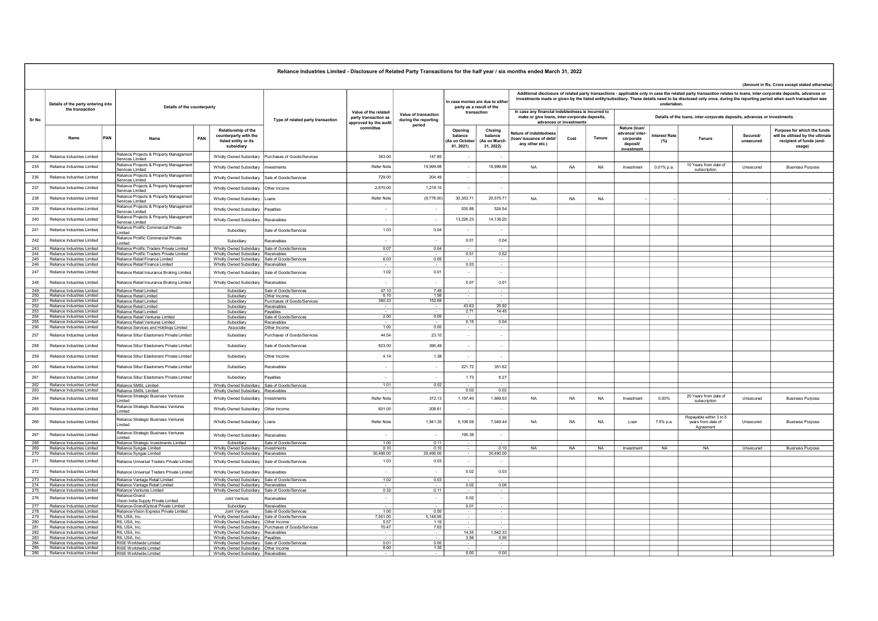# Reliance Industries Limited - Disclosure of Related Party Transactions for the half year / six months ended March 31, 2022

(Amount in Rs. Crore except stated otherwise)

| Sr No | Details of the party entering into the transaction | | Details of the counterparty | | | Type of related party transaction | Value of the related party transaction as approved by the audit committee | Value of transaction during the reporting period | In case monies are due to either party as a result of the transaction | | Additional disclosure of related party transactions - applicable only in case the related party transaction relates to loans, inter-corporate deposits, advances or investments made or given by the listed entity/subsidiary. These details need to be disclosed only once, during the reporting period when such transaction was undertaken. | | | | | | | |
|---|---|---|---|---|---|---|---|---|---|---|---|---|---|---|---|---|---|---|
| | | | | | | | | | | | In case any financial indebtedness is incurred to make or give loans, inter-corporate deposits, advances or investments | | | Details of the loans, inter-corporate deposits, advances or investments | | | | |
| | Name | PAN | Name | PAN | Relationship of the counterparty with the listed entity or its subsidiary | | | | Opening balance (As on October 01, 2021) | Closing balance (As on March 31, 2022) | Nature of indebtedness (loan/ issuance of debt/ any other etc.) | Cost | Tenure | Nature (loan/ advance/ inter-corporate deposit/ investment | Interest Rate (%) | Tenure | Secured/ unsecured | Purpose for which the funds will be utilised by the ultimate recipient of funds (end-usage) |
| 234 | Reliance Industries Limited | | Reliance Projects & Property Management Services Limited | | Wholly Owned Subsidiary | Purchases of Goods/Services | 363.00 | 147.85 | - | - | | | | | | | | |
| 235 | Reliance Industries Limited | | Reliance Projects & Property Management Services Limited | | Wholly Owned Subsidiary | Investments | Refer Note | 19,999.98 | - | 19,999.98 | NA | NA | NA | Investment | 0.01% p.a. | 10 Years from date of subscription | Unsecured | Business Purpose |
| 236 | Reliance Industries Limited | | Reliance Projects & Property Management Services Limited | | Wholly Owned Subsidiary | Sale of Goods/Services | 729.00 | 204.49 | - | - | | | | | | | | |
| 237 | Reliance Industries Limited | | Reliance Projects & Property Management Services Limited | | Wholly Owned Subsidiary | Other Income | 2,670.00 | 1,218.10 | - | - | | | | | | | | |
| 238 | Reliance Industries Limited | | Reliance Projects & Property Management Services Limited | | Wholly Owned Subsidiary | Loans | Refer Note | (9,778.00) | 30,353.71 | 20,575.71 | NA | NA | NA | - | - | - | - | - |
| 239 | Reliance Industries Limited | | Reliance Projects & Property Management Services Limited | | Wholly Owned Subsidiary | Payables | - | - | 530.88 | 524.54 | | | | | | | | |
| 240 | Reliance Industries Limited | | Reliance Projects & Property Management Services Limited | | Wholly Owned Subsidiary | Receivables | - | - | 13,226.23 | 14,138.20 | | | | | | | | |
| 241 | Reliance Industries Limited | | Reliance Prolific Commercial Private Limited | | Subsidiary | Sale of Goods/Services | 1.03 | 0.04 | - | - | | | | | | | | |
| 242 | Reliance Industries Limited | | Reliance Prolific Commercial Private Limited | | Subsidiary | Receivables | - | - | 0.01 | 0.04 | | | | | | | | |
| 243 | Reliance Industries Limited | | Reliance Prolific Traders Private Limited | | Wholly Owned Subsidiary | Sale of Goods/Services | 0.07 | 0.04 | - | - | | | | | | | | |
| 244 | Reliance Industries Limited | | Reliance Prolific Traders Private Limited | | Wholly Owned Subsidiary | Receivables | - | - | 0.51 | 0.52 | | | | | | | | |
| 245 | Reliance Industries Limited | | Reliance Retail Finance Limited | | Wholly Owned Subsidiary | Sale of Goods/Services | 6.03 | 0.05 | - | - | | | | | | | | |
| 246 | Reliance Industries Limited | | Reliance Retail Finance Limited | | Wholly Owned Subsidiary | Receivables | - | - | 0.03 | - | | | | | | | | |
| 247 | Reliance Industries Limited | | Reliance Retail Insurance Broking Limited | | Wholly Owned Subsidiary | Sale of Goods/Services | 1.02 | 0.01 | - | - | | | | | | | | |
| 248 | Reliance Industries Limited | | Reliance Retail Insurance Broking Limited | | Wholly Owned Subsidiary | Receivables | - | - | 0.07 | 0.01 | | | | | | | | |
| 249 | Reliance Industries Limited | | Reliance Retail Limited | | Subsidiary | Sale of Goods/Services | 47.10 | 7.48 | - | - | | | | | | | | |
| 250 | Reliance Industries Limited | | Reliance Retail Limited | | Subsidiary | Other Income | 6.10 | 1.56 | - | - | | | | | | | | |
| 251 | Reliance Industries Limited | | Reliance Retail Limited | | Subsidiary | Purchases of Goods/Services | 360.33 | 152.69 | - | - | | | | | | | | |
| 252 | Reliance Industries Limited | | Reliance Retail Limited | | Subsidiary | Receivables | - | - | 43.83 | 25.92 | | | | | | | | |
| 253 | Reliance Industries Limited | | Reliance Retail Limited | | Subsidiary | Payables | - | - | 2.71 | 14.45 | | | | | | | | |
| 254 | Reliance Industries Limited | | Reliance Retail Ventures Limited | | Subsidiary | Sale of Goods/Services | 2.00 | 0.05 | - | - | | | | | | | | |
| 255 | Reliance Industries Limited | | Reliance Retail Ventures Limited | | Subsidiary | Receivables | - | - | 0.15 | 0.04 | | | | | | | | |
| 256 | Reliance Industries Limited | | Reliance Services and Holdings Limited | | Associate | Other Income | 1.00 | 0.00 | - | - | | | | | | | | |
| 257 | Reliance Industries Limited | | Reliance Sibur Elastomers Private Limited | | Subsidiary | Purchases of Goods/Services | 44.54 | 23.10 | - | - | | | | | | | | |
| 258 | Reliance Industries Limited | | Reliance Sibur Elastomers Private Limited | | Subsidiary | Sale of Goods/Services | 823.00 | 390.49 | - | - | | | | | | | | |
| 259 | Reliance Industries Limited | | Reliance Sibur Elastomers Private Limited | | Subsidiary | Other Income | 4.14 | 1.38 | - | - | | | | | | | | |
| 260 | Reliance Industries Limited | | Reliance Sibur Elastomers Private Limited | | Subsidiary | Receivables | - | - | 221.72 | 351.62 | | | | | | | | |
| 261 | Reliance Industries Limited | | Reliance Sibur Elastomers Private Limited | | Subsidiary | Payables | - | - | 1.73 | 8.27 | | | | | | | | |
| 262 | Reliance Industries Limited | | Reliance SMSL Limited | | Wholly Owned Subsidiary | Sale of Goods/Services | 1.01 | 0.02 | - | - | | | | | | | | |
| 263 | Reliance Industries Limited | | Reliance SMSL Limited | | Wholly Owned Subsidiary | Receivables | - | - | 0.03 | 0.02 | | | | | | | | |
| 264 | Reliance Industries Limited | | Reliance Strategic Business Ventures Limited | | Wholly Owned Subsidiary | Investments | Refer Note | 372.13 | 1,197.40 | 1,569.53 | NA | NA | NA | Investment | 0.00% | 20 Years from date of subscription | Unsecured | Business Purpose |
| 265 | Reliance Industries Limited | | Reliance Strategic Business Ventures Limited | | Wholly Owned Subsidiary | Other Income | 601.00 | 208.61 | - | - | | | | | | | | |
| 266 | Reliance Industries Limited | | Reliance Strategic Business Ventures Limited | | Wholly Owned Subsidiary | Loans | Refer Note | 1,941.35 | 5,108.09 | 7,049.44 | NA | NA | NA | Loan | 7.5% p.a. | Repayable within 3 to 5 years from date of Agreement | Unsecured | Business Purpose |
| 267 | Reliance Industries Limited | | Reliance Strategic Business Ventures Limited | | Wholly Owned Subsidiary | Receivables | - | - | 195.38 | - | | | | | | | | |
| 268 | Reliance Industries Limited | | Reliance Strategic Investments Limited | | Subsidiary | Sale of Goods/Services | 1.00 | 0.11 | - | - | | | | | | | | |
| 269 | Reliance Industries Limited | | Reliance Syngas Limited | | Wholly Owned Subsidiary | Investments | 0.10 | 0.10 | - | 0.10 | NA | NA | NA | Investment | NA | NA | Unsecured | Business Purpose |
| 270 | Reliance Industries Limited | | Reliance Syngas Limited | | Wholly Owned Subsidiary | Receivables | 30,490.00 | 30,490.00 | - | 30,490.00 | | | | | | | | |
| 271 | Reliance Industries Limited | | Reliance Universal Traders Private Limited | | Wholly Owned Subsidiary | Sale of Goods/Services | 1.03 | 0.03 | - | - | | | | | | | | |
| 272 | Reliance Industries Limited | | Reliance Universal Traders Private Limited | | Wholly Owned Subsidiary | Receivables | - | - | 0.02 | 0.03 | | | | | | | | |
| 273 | Reliance Industries Limited | | Reliance Vantage Retail Limited | | Wholly Owned Subsidiary | Sale of Goods/Services | 1.02 | 0.03 | - | - | | | | | | | | |
| 274 | Reliance Industries Limited | | Reliance Vantage Retail Limited | | Wholly Owned Subsidiary | Receivables | - | - | 0.02 | 0.06 | | | | | | | | |
| 275 | Reliance Industries Limited | | Reliance Ventures Limited | | Wholly Owned Subsidiary | Sale of Goods/Services | 0.32 | 0.11 | - | - | | | | | | | | |
| 276 | Reliance Industries Limited | | Reliance-Grand Vision India Supply Private Limited | | Joint Venture | Receivables | - | - | 0.02 | - | | | | | | | | |
| 277 | Reliance Industries Limited | | Reliance-GrandOptical Private Limited | | Subsidiary | Receivables | - | - | 0.01 | - | | | | | | | | |
| 278 | Reliance Industries Limited | | Reliance-Vision Express Private Limited | | Joint Venture | Sale of Goods/Services | 1.00 | 0.00 | - | - | | | | | | | | |
| 279 | Reliance Industries Limited | | RIL USA, Inc. | | Wholly Owned Subsidiary | Sale of Goods/Services | 7,551.00 | 5,148.95 | - | - | | | | | | | | |
| 280 | Reliance Industries Limited | | RIL USA, Inc. | | Wholly Owned Subsidiary | Other Income | 5.57 | 1.16 | - | - | | | | | | | | |
| 281 | Reliance Industries Limited | | RIL USA, Inc. | | Wholly Owned Subsidiary | Purchases of Goods/Services | 70.47 | 7.63 | - | - | | | | | | | | |
| 282 | Reliance Industries Limited | | RIL USA, Inc. | | Wholly Owned Subsidiary | Receivables | - | - | 14.35 | 1,542.33 | | | | | | | | |
| 283 | Reliance Industries Limited | | RIL USA, Inc. | | Wholly Owned Subsidiary | Payables | - | - | 3.56 | 5.90 | | | | | | | | |
| 284 | Reliance Industries Limited | | RISE Worldwide Limited | | Wholly Owned Subsidiary | Sale of Goods/Services | 0.01 | 0.00 | - | - | | | | | | | | |
| 285 | Reliance Industries Limited | | RISE Worldwide Limited | | Wholly Owned Subsidiary | Other Income | 8.00 | 1.35 | - | - | | | | | | | | |
| 286 | Reliance Industries Limited | | RISE Worldwide Limited | | Wholly Owned Subsidiary | Receivables | - | - | 0.00 | 0.00 | | | | | | | | |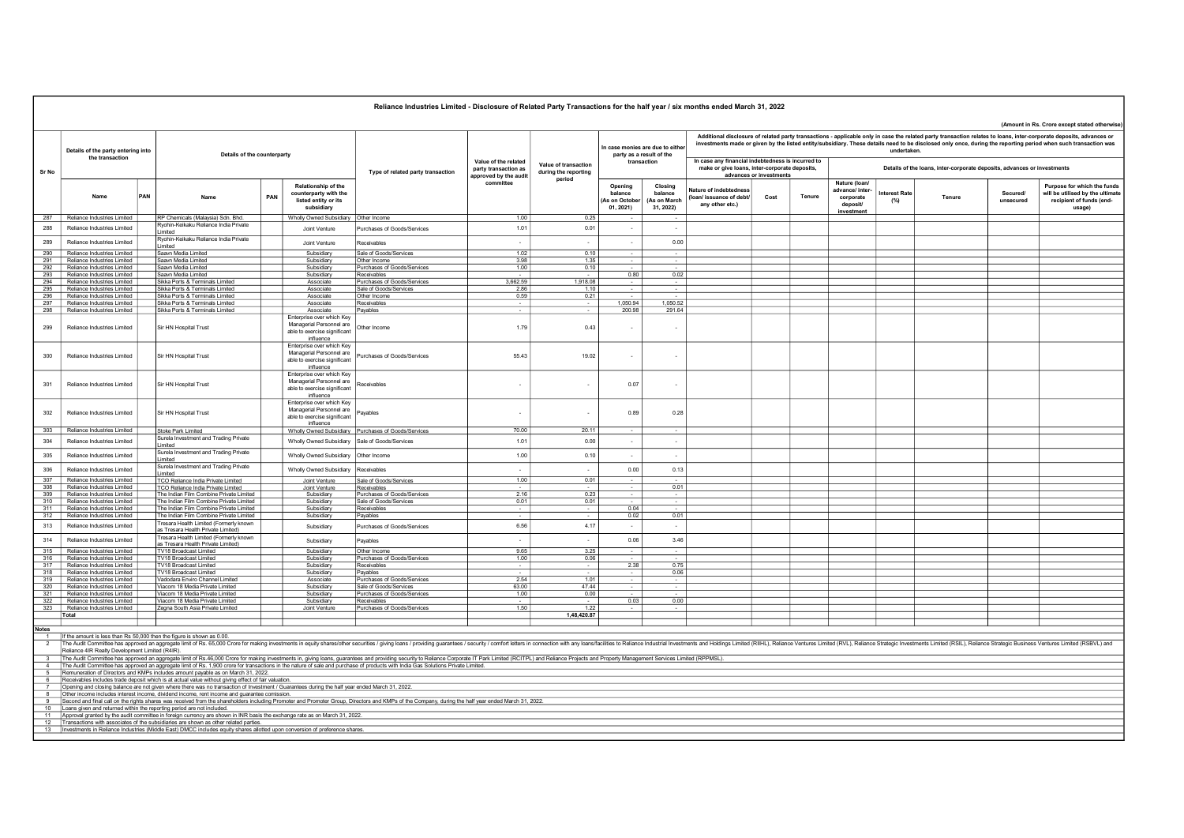# Reliance Industries Limited - Disclosure of Related Party Transactions for the half year / six months ended March 31, 2022

(Amount in Rs. Crore except stated otherwise)

| Sr No | Details of the party entering into the transaction | | Details of the counterparty | | | Type of related party transaction | Value of the related party transaction as approved by the audit committee | Value of transaction during the reporting period | In case monies are due to either party as a result of the transaction | | Additional disclosure of related party transactions - applicable only in case the related party transaction relates to loans, inter-corporate deposits, advances or investments made or given by the listed entity/subsidiary. These details need to be disclosed only once, during the reporting period when such transaction was undertaken. | | | | | | | |
|---|---|---|---|---|---|---|---|---|---|---|---|---|---|---|---|---|---|---|
| | | | | | | | | | | | In case any financial indebtedness is incurred to make or give loans, inter-corporate deposits, advances or investments | | | Details of the loans, inter-corporate deposits, advances or investments | | | | |
| | Name | PAN | Name | PAN | Relationship of the counterparty with the listed entity or its subsidiary | | | | Opening balance (As on October 01, 2021) | Closing balance (As on March 31, 2022) | Nature of indebtedness (loan/ issuance of debt/ any other etc.) | Cost | Tenure | Nature (loan/ advance/ inter-corporate deposit/ investment | Interest Rate (%) | Tenure | Secured/ unsecured | Purpose for which the funds will be utilised by the ultimate recipient of funds (end-usage) |
| 287 | Reliance Industries Limited | | RP Chemicals (Malaysia) Sdn. Bhd. | | Wholly Owned Subsidiary | Other Income | 1.00 | 0.25 | - | - | | | | | | | | |
| 288 | Reliance Industries Limited | | Ryohin-Keikaku Reliance India Private Limited | | Joint Venture | Purchases of Goods/Services | 1.01 | 0.01 | - | - | | | | | | | | |
| 289 | Reliance Industries Limited | | Ryohin-Keikaku Reliance India Private Limited | | Joint Venture | Receivables | - | - | - | 0.00 | | | | | | | | |
| 290 | Reliance Industries Limited | | Saavn Media Limited | | Subsidiary | Sale of Goods/Services | 1.02 | 0.10 | - | - | | | | | | | | |
| 291 | Reliance Industries Limited | | Saavn Media Limited | | Subsidiary | Other Income | 3.98 | 1.35 | - | - | | | | | | | | |
| 292 | Reliance Industries Limited | | Saavn Media Limited | | Subsidiary | Purchases of Goods/Services | 1.00 | 0.10 | - | - | | | | | | | | |
| 293 | Reliance Industries Limited | | Saavn Media Limited | | Subsidiary | Receivables | - | - | 0.80 | 0.02 | | | | | | | | |
| 294 | Reliance Industries Limited | | Sikka Ports & Terminals Limited | | Associate | Purchases of Goods/Services | 3,662.59 | 1,918.08 | - | - | | | | | | | | |
| 295 | Reliance Industries Limited | | Sikka Ports & Terminals Limited | | Associate | Sale of Goods/Services | 2.86 | 1.10 | - | - | | | | | | | | |
| 296 | Reliance Industries Limited | | Sikka Ports & Terminals Limited | | Associate | Other Income | 0.59 | 0.21 | - | - | | | | | | | | |
| 297 | Reliance Industries Limited | | Sikka Ports & Terminals Limited | | Associate | Receivables | - | - | 1,050.94 | 1,050.52 | | | | | | | | |
| 298 | Reliance Industries Limited | | Sikka Ports & Terminals Limited | | Associate | Payables | - | - | 200.98 | 291.64 | | | | | | | | |
| 299 | Reliance Industries Limited | | Sir HN Hospital Trust | | Enterprise over which Key Managerial Personnel are able to exercise significant influence | Other Income | 1.79 | 0.43 | - | - | | | | | | | | |
| 300 | Reliance Industries Limited | | Sir HN Hospital Trust | | Enterprise over which Key Managerial Personnel are able to exercise significant influence | Purchases of Goods/Services | 55.43 | 19.02 | - | - | | | | | | | | |
| 301 | Reliance Industries Limited | | Sir HN Hospital Trust | | Enterprise over which Key Managerial Personnel are able to exercise significant influence | Receivables | - | - | 0.07 | - | | | | | | | | |
| 302 | Reliance Industries Limited | | Sir HN Hospital Trust | | Enterprise over which Key Managerial Personnel are able to exercise significant influence | Payables | - | - | 0.89 | 0.28 | | | | | | | | |
| 303 | Reliance Industries Limited | | Stoke Park Limited | | Wholly Owned Subsidiary | Purchases of Goods/Services | 70.00 | 20.11 | - | - | | | | | | | | |
| 304 | Reliance Industries Limited | | Surela Investment and Trading Private Limited | | Wholly Owned Subsidiary | Sale of Goods/Services | 1.01 | 0.00 | - | - | | | | | | | | |
| 305 | Reliance Industries Limited | | Surela Investment and Trading Private Limited | | Wholly Owned Subsidiary | Other Income | 1.00 | 0.10 | - | - | | | | | | | | |
| 306 | Reliance Industries Limited | | Surela Investment and Trading Private Limited | | Wholly Owned Subsidiary | Receivables | - | - | 0.00 | 0.13 | | | | | | | | |
| 307 | Reliance Industries Limited | | TCO Reliance India Private Limited | | Joint Venture | Sale of Goods/Services | 1.00 | 0.01 | - | - | | | | | | | | |
| 308 | Reliance Industries Limited | | TCO Reliance India Private Limited | | Joint Venture | Receivables | - | - | - | 0.01 | | | | | | | | |
| 309 | Reliance Industries Limited | | The Indian Film Combine Private Limited | | Subsidiary | Purchases of Goods/Services | 2.16 | 0.23 | - | - | | | | | | | | |
| 310 | Reliance Industries Limited | | The Indian Film Combine Private Limited | | Subsidiary | Sale of Goods/Services | 0.01 | 0.01 | - | - | | | | | | | | |
| 311 | Reliance Industries Limited | | The Indian Film Combine Private Limited | | Subsidiary | Receivables | - | - | 0.04 | - | | | | | | | | |
| 312 | Reliance Industries Limited | | The Indian Film Combine Private Limited | | Subsidiary | Payables | - | - | 0.02 | 0.01 | | | | | | | | |
| 313 | Reliance Industries Limited | | Tresara Health Limited (Formerly known as Tresara Health Private Limited) | | Subsidiary | Purchases of Goods/Services | 6.56 | 4.17 | - | - | | | | | | | | |
| 314 | Reliance Industries Limited | | Tresara Health Limited (Formerly known as Tresara Health Private Limited) | | Subsidiary | Payables | - | - | 0.06 | 3.46 | | | | | | | | |
| 315 | Reliance Industries Limited | | TV18 Broadcast Limited | | Subsidiary | Other Income | 9.65 | 3.25 | - | - | | | | | | | | |
| 316 | Reliance Industries Limited | | TV18 Broadcast Limited | | Subsidiary | Purchases of Goods/Services | 1.00 | 0.06 | - | - | | | | | | | | |
| 317 | Reliance Industries Limited | | TV18 Broadcast Limited | | Subsidiary | Receivables | - | - | 2.38 | 0.75 | | | | | | | | |
| 318 | Reliance Industries Limited | | TV18 Broadcast Limited | | Subsidiary | Payables | - | - | - | 0.06 | | | | | | | | |
| 319 | Reliance Industries Limited | | Vadodara Enviro Channel Limited | | Associate | Purchases of Goods/Services | 2.54 | 1.01 | - | - | | | | | | | | |
| 320 | Reliance Industries Limited | | Viacom 18 Media Private Limited | | Subsidiary | Sale of Goods/Services | 63.00 | 47.44 | - | - | | | | | | | | |
| 321 | Reliance Industries Limited | | Viacom 18 Media Private Limited | | Subsidiary | Purchases of Goods/Services | 1.00 | 0.00 | - | - | | | | | | | | |
| 322 | Reliance Industries Limited | | Viacom 18 Media Private Limited | | Subsidiary | Receivables | - | - | 0.03 | 0.00 | | | | | | | | |
| 323 | Reliance Industries Limited | | Zegna South Asia Private Limited | | Joint Venture | Purchases of Goods/Services | 1.50 | 1.22 | - | - | | | | | | | | |
| | Total | | | | | | | 1,48,420.87 | | | | | | | | | | |

**Notes**

1. If the amount is less than Rs 50,000 then the figure is shown as 0.00.
2. The Audit Committee has approved an aggregate limit of Rs. 65,000 Crore for making investments in equity shares/other securities / giving loans / providing guarantees / security / comfort letters in connection with any loans/facilities to Reliance Industrial Investments and Holdings Limited (RIIHL), Reliance Ventures Limited (RVL), Reliance Strategic Investments Limited (RSIL), Reliance Strategic Business Ventures Limited (RSBVL) and Reliance 4IR Realty Development Limited (R4IR).
3. The Audit Committee has approved an aggregate limit of Rs.46,000 Crore for making investments in, giving loans, guarantees and providing security to Reliance Corporate IT Park Limited (RCITPL) and Reliance Projects and Property Management Services Limited (RPPMSL).
4. The Audit Committee has approved an aggregate limit of Rs. 1,900 crore for transactions in the nature of sale and purchase of products with India Gas Solutions Private Limited.
5. Remuneration of Directors and KMPs includes amount payable as on March 31, 2022.
6. Receivables includes trade deposit which is at actual value without giving effect of fair valuation.
7. Opening and closing balance are not given where there was no transaction of Investment / Guarantees during the half year ended March 31, 2022.
8. Other income includes interest income, dividend income, rent income and guarantee comission.
9. Second and final call on the rights shares was received from the shareholders including Promoter and Promoter Group, Directors and KMPs of the Company, during the half year ended March 31, 2022.
10. Loans given and returned within the reporting period are not included.
11. Approval granted by the audit committee in foreign currency are shown in INR basis the exchange rate as on March 31, 2022.
12. Transactions with associates of the subsidiaries are shown as other related parties.
13. Investments in Reliance Industries (Middle East) DMCC includes equity shares allotted upon conversion of preference shares.